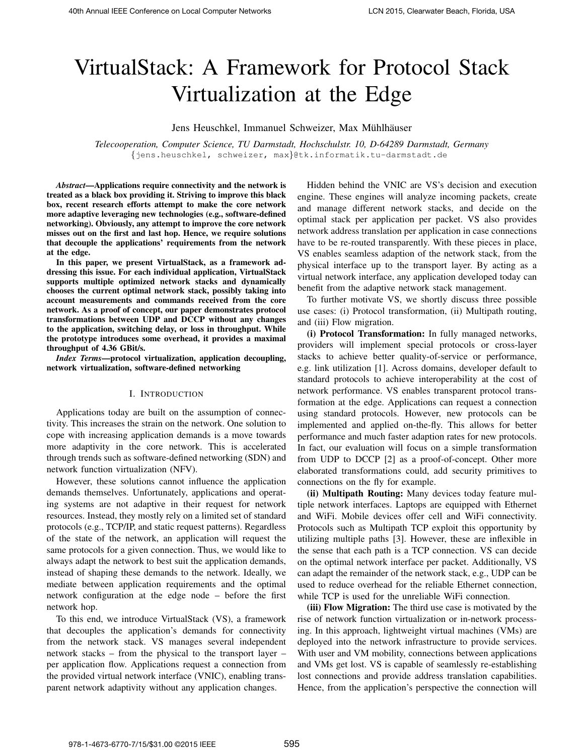# VirtualStack: A Framework for Protocol Stack Virtualization at the Edge

Jens Heuschkel, Immanuel Schweizer, Max Mühlhäuser

*Telecooperation, Computer Science, TU Darmstadt, Hochschulstr. 10, D-64289 Darmstadt, Germany*
{jens.heuschkel, schweizer, max}@tk.informatik.tu-darmstadt.de

***Abstract*—Applications require connectivity and the network is treated as a black box providing it. Striving to improve this black box, recent research efforts attempt to make the core network more adaptive leveraging new technologies (e.g., software-defined networking). Obviously, any attempt to improve the core network misses out on the first and last hop. Hence, we require solutions that decouple the applications' requirements from the network at the edge.**

**In this paper, we present VirtualStack, as a framework addressing this issue. For each individual application, VirtualStack supports multiple optimized network stacks and dynamically chooses the current optimal network stack, possibly taking into account measurements and commands received from the core network. As a proof of concept, our paper demonstrates protocol transformations between UDP and DCCP without any changes to the application, switching delay, or loss in throughput. While the prototype introduces some overhead, it provides a maximal throughput of 4.36 GBit/s.**

***Index Terms*—protocol virtualization, application decoupling, network virtualization, software-defined networking**

## I. Introduction

Applications today are built on the assumption of connectivity. This increases the strain on the network. One solution to cope with increasing application demands is a move towards more adaptivity in the core network. This is accelerated through trends such as software-defined networking (SDN) and network function virtualization (NFV).

However, these solutions cannot influence the application demands themselves. Unfortunately, applications and operating systems are not adaptive in their request for network resources. Instead, they mostly rely on a limited set of standard protocols (e.g., TCP/IP, and static request patterns). Regardless of the state of the network, an application will request the same protocols for a given connection. Thus, we would like to always adapt the network to best suit the application demands, instead of shaping these demands to the network. Ideally, we mediate between application requirements and the optimal network configuration at the edge node – before the first network hop.

To this end, we introduce VirtualStack (VS), a framework that decouples the application's demands for connectivity from the network stack. VS manages several independent network stacks – from the physical to the transport layer – per application flow. Applications request a connection from the provided virtual network interface (VNIC), enabling transparent network adaptivity without any application changes.

Hidden behind the VNIC are VS's decision and execution engine. These engines will analyze incoming packets, create and manage different network stacks, and decide on the optimal stack per application per packet. VS also provides network address translation per application in case connections have to be re-routed transparently. With these pieces in place, VS enables seamless adaption of the network stack, from the physical interface up to the transport layer. By acting as a virtual network interface, any application developed today can benefit from the adaptive network stack management.

To further motivate VS, we shortly discuss three possible use cases: (i) Protocol transformation, (ii) Multipath routing, and (iii) Flow migration.

**(i) Protocol Transformation:** In fully managed networks, providers will implement special protocols or cross-layer stacks to achieve better quality-of-service or performance, e.g. link utilization [1]. Across domains, developer default to standard protocols to achieve interoperability at the cost of network performance. VS enables transparent protocol transformation at the edge. Applications can request a connection using standard protocols. However, new protocols can be implemented and applied on-the-fly. This allows for better performance and much faster adaption rates for new protocols. In fact, our evaluation will focus on a simple transformation from UDP to DCCP [2] as a proof-of-concept. Other more elaborated transformations could, add security primitives to connections on the fly for example.

**(ii) Multipath Routing:** Many devices today feature multiple network interfaces. Laptops are equipped with Ethernet and WiFi. Mobile devices offer cell and WiFi connectivity. Protocols such as Multipath TCP exploit this opportunity by utilizing multiple paths [3]. However, these are inflexible in the sense that each path is a TCP connection. VS can decide on the optimal network interface per packet. Additionally, VS can adapt the remainder of the network stack, e.g., UDP can be used to reduce overhead for the reliable Ethernet connection, while TCP is used for the unreliable WiFi connection.

**(iii) Flow Migration:** The third use case is motivated by the rise of network function virtualization or in-network processing. In this approach, lightweight virtual machines (VMs) are deployed into the network infrastructure to provide services. With user and VM mobility, connections between applications and VMs get lost. VS is capable of seamlessly re-establishing lost connections and provide address translation capabilities. Hence, from the application's perspective the connection will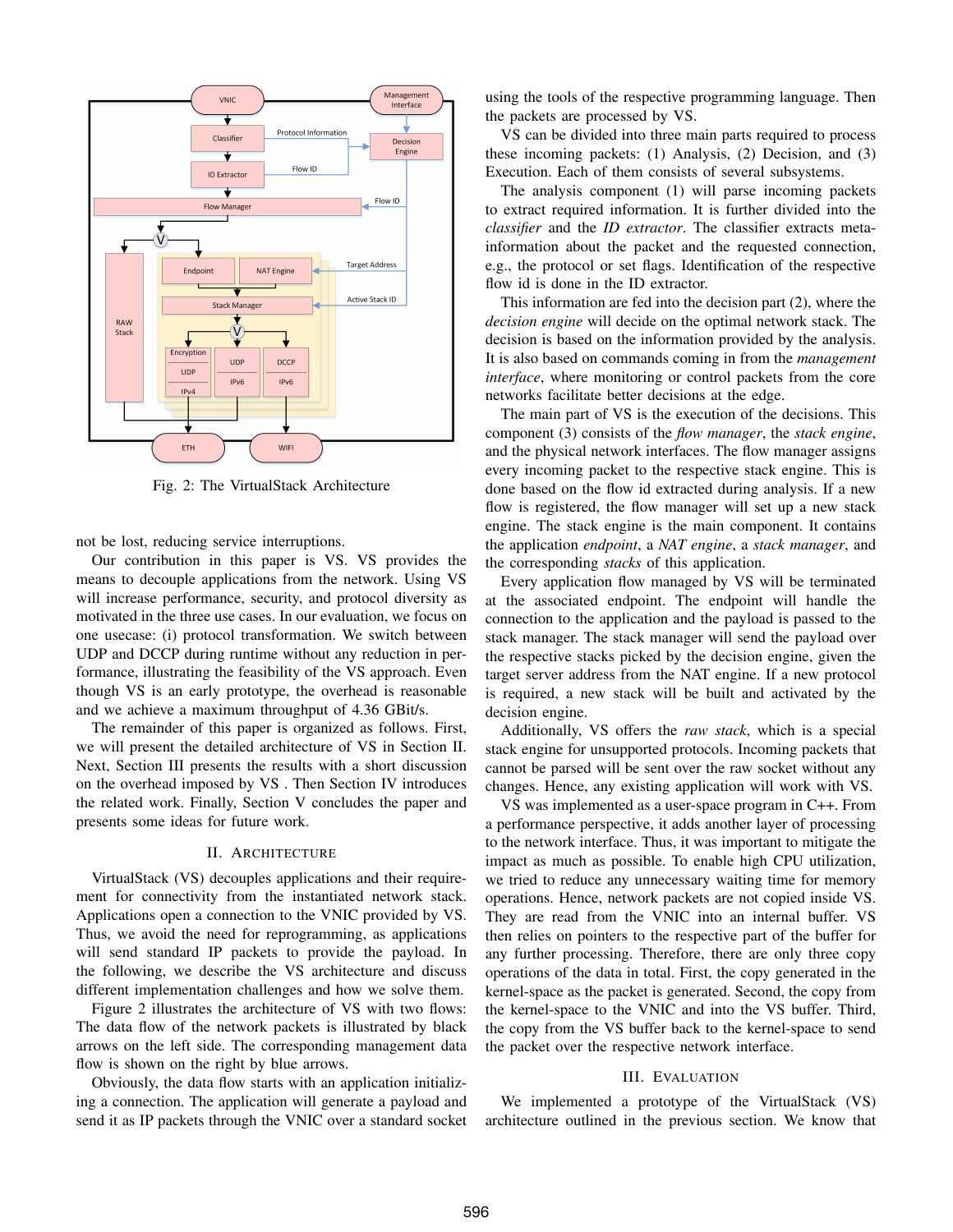VNIC

Management Interface

Classifier

Protocol Information

Decision Engine

ID Extractor

Flow ID

Flow Manager

Flow ID

V

Endpoint

NAT Engine

Target Address

Stack Manager

Active Stack ID

RAW Stack

V

Encryption

UDP

IPv4

UDP

IPv6

DCCP

IPv6

ETH

WIFI

Fig. 2: The VirtualStack Architecture

not be lost, reducing service interruptions.

Our contribution in this paper is VS. VS provides the means to decouple applications from the network. Using VS will increase performance, security, and protocol diversity as motivated in the three use cases. In our evaluation, we focus on one usecase: (i) protocol transformation. We switch between UDP and DCCP during runtime without any reduction in performance, illustrating the feasibility of the VS approach. Even though VS is an early prototype, the overhead is reasonable and we achieve a maximum throughput of 4.36 GBit/s.

The remainder of this paper is organized as follows. First, we will present the detailed architecture of VS in Section II. Next, Section III presents the results with a short discussion on the overhead imposed by VS . Then Section IV introduces the related work. Finally, Section V concludes the paper and presents some ideas for future work.

## II. Architecture

VirtualStack (VS) decouples applications and their requirement for connectivity from the instantiated network stack. Applications open a connection to the VNIC provided by VS. Thus, we avoid the need for reprogramming, as applications will send standard IP packets to provide the payload. In the following, we describe the VS architecture and discuss different implementation challenges and how we solve them.

Figure 2 illustrates the architecture of VS with two flows: The data flow of the network packets is illustrated by black arrows on the left side. The corresponding management data flow is shown on the right by blue arrows.

Obviously, the data flow starts with an application initializing a connection. The application will generate a payload and send it as IP packets through the VNIC over a standard socket using the tools of the respective programming language. Then the packets are processed by VS.

VS can be divided into three main parts required to process these incoming packets: (1) Analysis, (2) Decision, and (3) Execution. Each of them consists of several subsystems.

The analysis component (1) will parse incoming packets to extract required information. It is further divided into the *classifier* and the *ID extractor*. The classifier extracts meta-information about the packet and the requested connection, e.g., the protocol or set flags. Identification of the respective flow id is done in the ID extractor.

This information are fed into the decision part (2), where the *decision engine* will decide on the optimal network stack. The decision is based on the information provided by the analysis. It is also based on commands coming in from the *management interface*, where monitoring or control packets from the core networks facilitate better decisions at the edge.

The main part of VS is the execution of the decisions. This component (3) consists of the *flow manager*, the *stack engine*, and the physical network interfaces. The flow manager assigns every incoming packet to the respective stack engine. This is done based on the flow id extracted during analysis. If a new flow is registered, the flow manager will set up a new stack engine. The stack engine is the main component. It contains the application *endpoint*, a *NAT engine*, a *stack manager*, and the corresponding *stacks* of this application.

Every application flow managed by VS will be terminated at the associated endpoint. The endpoint will handle the connection to the application and the payload is passed to the stack manager. The stack manager will send the payload over the respective stacks picked by the decision engine, given the target server address from the NAT engine. If a new protocol is required, a new stack will be built and activated by the decision engine.

Additionally, VS offers the *raw stack*, which is a special stack engine for unsupported protocols. Incoming packets that cannot be parsed will be sent over the raw socket without any changes. Hence, any existing application will work with VS.

VS was implemented as a user-space program in C++. From a performance perspective, it adds another layer of processing to the network interface. Thus, it was important to mitigate the impact as much as possible. To enable high CPU utilization, we tried to reduce any unnecessary waiting time for memory operations. Hence, network packets are not copied inside VS. They are read from the VNIC into an internal buffer. VS then relies on pointers to the respective part of the buffer for any further processing. Therefore, there are only three copy operations of the data in total. First, the copy generated in the kernel-space as the packet is generated. Second, the copy from the kernel-space to the VNIC and into the VS buffer. Third, the copy from the VS buffer back to the kernel-space to send the packet over the respective network interface.

## III. Evaluation

We implemented a prototype of the VirtualStack (VS) architecture outlined in the previous section. We know that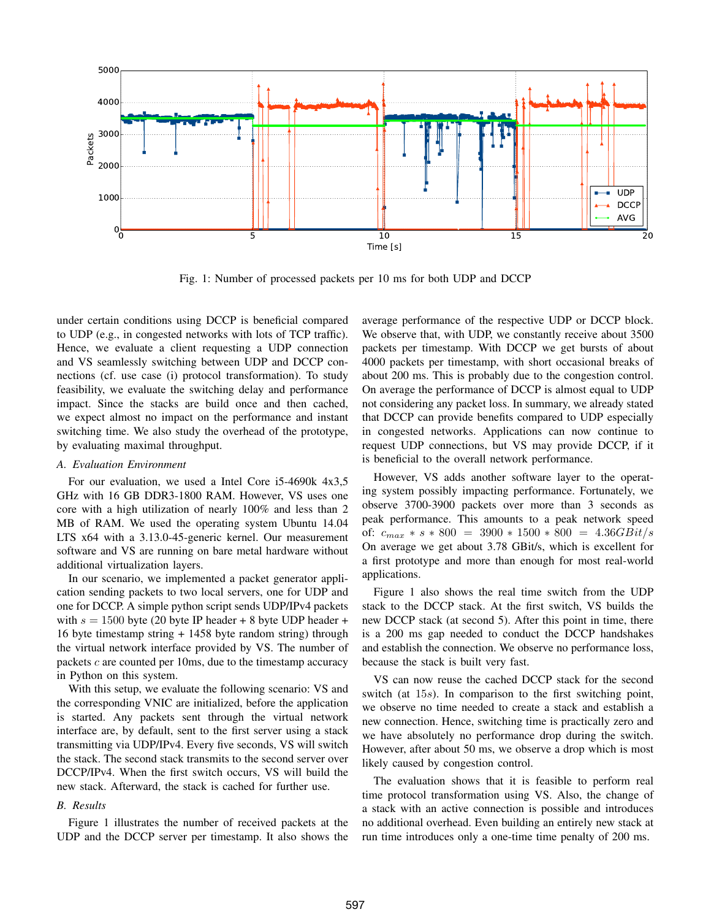Fig. 1: Number of processed packets per 10 ms for both UDP and DCCP

under certain conditions using DCCP is beneficial compared to UDP (e.g., in congested networks with lots of TCP traffic). Hence, we evaluate a client requesting a UDP connection and VS seamlessly switching between UDP and DCCP connections (cf. use case (i) protocol transformation). To study feasibility, we evaluate the switching delay and performance impact. Since the stacks are build once and then cached, we expect almost no impact on the performance and instant switching time. We also study the overhead of the prototype, by evaluating maximal throughput.

### A. Evaluation Environment

For our evaluation, we used a Intel Core i5-4690k 4x3,5 GHz with 16 GB DDR3-1800 RAM. However, VS uses one core with a high utilization of nearly 100% and less than 2 MB of RAM. We used the operating system Ubuntu 14.04 LTS x64 with a 3.13.0-45-generic kernel. Our measurement software and VS are running on bare metal hardware without additional virtualization layers.

In our scenario, we implemented a packet generator application sending packets to two local servers, one for UDP and one for DCCP. A simple python script sends UDP/IPv4 packets with $s = 1500$ byte (20 byte IP header + 8 byte UDP header + 16 byte timestamp string + 1458 byte random string) through the virtual network interface provided by VS. The number of packets $c$ are counted per 10ms, due to the timestamp accuracy in Python on this system.

With this setup, we evaluate the following scenario: VS and the corresponding VNIC are initialized, before the application is started. Any packets sent through the virtual network interface are, by default, sent to the first server using a stack transmitting via UDP/IPv4. Every five seconds, VS will switch the stack. The second stack transmits to the second server over DCCP/IPv4. When the first switch occurs, VS will build the new stack. Afterward, the stack is cached for further use.

### B. Results

Figure 1 illustrates the number of received packets at the UDP and the DCCP server per timestamp. It also shows the average performance of the respective UDP or DCCP block. We observe that, with UDP, we constantly receive about 3500 packets per timestamp. With DCCP we get bursts of about 4000 packets per timestamp, with short occasional breaks of about 200 ms. This is probably due to the congestion control. On average the performance of DCCP is almost equal to UDP not considering any packet loss. In summary, we already stated that DCCP can provide benefits compared to UDP especially in congested networks. Applications can now continue to request UDP connections, but VS may provide DCCP, if it is beneficial to the overall network performance.

However, VS adds another software layer to the operating system possibly impacting performance. Fortunately, we observe 3700-3900 packets over more than 3 seconds as peak performance. This amounts to a peak network speed of: $c_{max} * s * 800 = 3900 * 1500 * 800 = 4.36 GBit/s$ On average we get about 3.78 GBit/s, which is excellent for a first prototype and more than enough for most real-world applications.

Figure 1 also shows the real time switch from the UDP stack to the DCCP stack. At the first switch, VS builds the new DCCP stack (at second 5). After this point in time, there is a 200 ms gap needed to conduct the DCCP handshakes and establish the connection. We observe no performance loss, because the stack is built very fast.

VS can now reuse the cached DCCP stack for the second switch (at $15s$). In comparison to the first switching point, we observe no time needed to create a stack and establish a new connection. Hence, switching time is practically zero and we have absolutely no performance drop during the switch. However, after about 50 ms, we observe a drop which is most likely caused by congestion control.

The evaluation shows that it is feasible to perform real time protocol transformation using VS. Also, the change of a stack with an active connection is possible and introduces no additional overhead. Even building an entirely new stack at run time introduces only a one-time time penalty of 200 ms.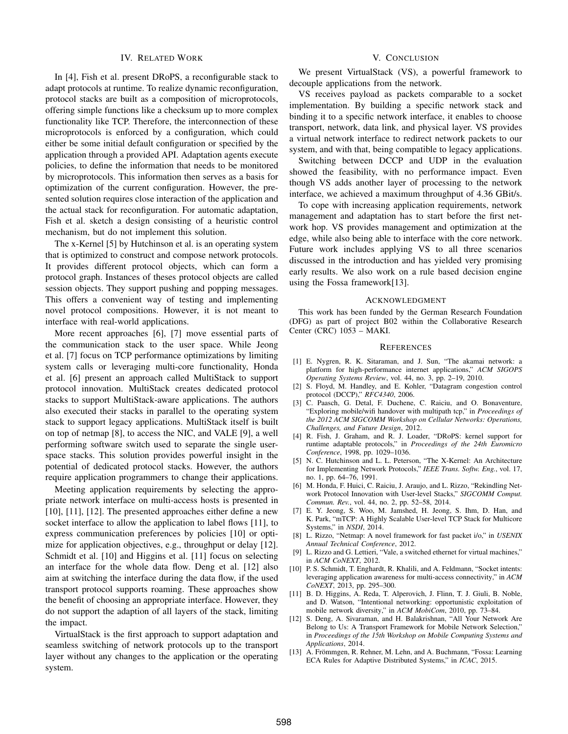## IV. Related Work

In [4], Fish et al. present DRoPS, a reconfigurable stack to adapt protocols at runtime. To realize dynamic reconfiguration, protocol stacks are built as a composition of microprotocols, offering simple functions like a checksum up to more complex functionality like TCP. Therefore, the interconnection of these microprotocols is enforced by a configuration, which could either be some initial default configuration or specified by the application through a provided API. Adaptation agents execute policies, to define the information that needs to be monitored by microprotocols. This information then serves as a basis for optimization of the current configuration. However, the presented solution requires close interaction of the application and the actual stack for reconfiguration. For automatic adaptation, Fish et al. sketch a design consisting of a heuristic control mechanism, but do not implement this solution.

The x-Kernel [5] by Hutchinson et al. is an operating system that is optimized to construct and compose network protocols. It provides different protocol objects, which can form a protocol graph. Instances of theses protocol objects are called session objects. They support pushing and popping messages. This offers a convenient way of testing and implementing novel protocol compositions. However, it is not meant to interface with real-world applications.

More recent approaches [6], [7] move essential parts of the communication stack to the user space. While Jeong et al. [7] focus on TCP performance optimizations by limiting system calls or leveraging multi-core functionality, Honda et al. [6] present an approach called MultiStack to support protocol innovation. MultiStack creates dedicated protocol stacks to support MultiStack-aware applications. The authors also executed their stacks in parallel to the operating system stack to support legacy applications. MultiStack itself is built on top of netmap [8], to access the NIC, and VALE [9], a well performing software switch used to separate the single user-space stacks. This solution provides powerful insight in the potential of dedicated protocol stacks. However, the authors require application programmers to change their applications.

Meeting application requirements by selecting the appropriate network interface on multi-access hosts is presented in [10], [11], [12]. The presented approaches either define a new socket interface to allow the application to label flows [11], to express communication preferences by policies [10] or optimize for application objectives, e.g., throughput or delay [12]. Schmidt et al. [10] and Higgins et al. [11] focus on selecting an interface for the whole data flow. Deng et al. [12] also aim at switching the interface during the data flow, if the used transport protocol supports roaming. These approaches show the benefit of choosing an appropriate interface. However, they do not support the adaption of all layers of the stack, limiting the impact.

VirtualStack is the first approach to support adaptation and seamless switching of network protocols up to the transport layer without any changes to the application or the operating system.

## V. Conclusion

We present VirtualStack (VS), a powerful framework to decouple applications from the network.

VS receives payload as packets comparable to a socket implementation. By building a specific network stack and binding it to a specific network interface, it enables to choose transport, network, data link, and physical layer. VS provides a virtual network interface to redirect network packets to our system, and with that, being compatible to legacy applications.

Switching between DCCP and UDP in the evaluation showed the feasibility, with no performance impact. Even though VS adds another layer of processing to the network interface, we achieved a maximum throughput of 4.36 GBit/s.

To cope with increasing application requirements, network management and adaptation has to start before the first network hop. VS provides management and optimization at the edge, while also being able to interface with the core network. Future work includes applying VS to all three scenarios discussed in the introduction and has yielded very promising early results. We also work on a rule based decision engine using the Fossa framework[13].

## Acknowledgment

This work has been funded by the German Research Foundation (DFG) as part of project B02 within the Collaborative Research Center (CRC) 1053 – MAKI.

## References

[1] E. Nygren, R. K. Sitaraman, and J. Sun, "The akamai network: a platform for high-performance internet applications," *ACM SIGOPS Operating Systems Review*, vol. 44, no. 3, pp. 2–19, 2010.

[2] S. Floyd, M. Handley, and E. Kohler, "Datagram congestion control protocol (DCCP)," *RFC4340*, 2006.

[3] C. Paasch, G. Detal, F. Duchene, C. Raiciu, and O. Bonaventure, "Exploring mobile/wifi handover with multipath tcp," in *Proceedings of the 2012 ACM SIGCOMM Workshop on Cellular Networks: Operations, Challenges, and Future Design*, 2012.

[4] R. Fish, J. Graham, and R. J. Loader, "DRoPS: kernel support for runtime adaptable protocols," in *Proceedings of the 24th Euromicro Conference*, 1998, pp. 1029–1036.

[5] N. C. Hutchinson and L. L. Peterson, "The X-Kernel: An Architecture for Implementing Network Protocols," *IEEE Trans. Softw. Eng.*, vol. 17, no. 1, pp. 64–76, 1991.

[6] M. Honda, F. Huici, C. Raiciu, J. Araujo, and L. Rizzo, "Rekindling Network Protocol Innovation with User-level Stacks," *SIGCOMM Comput. Commun. Rev.*, vol. 44, no. 2, pp. 52–58, 2014.

[7] E. Y. Jeong, S. Woo, M. Jamshed, H. Jeong, S. Ihm, D. Han, and K. Park, "mTCP: A Highly Scalable User-level TCP Stack for Multicore Systems," in *NSDI*, 2014.

[8] L. Rizzo, "Netmap: A novel framework for fast packet i/o," in *USENIX Annual Technical Conference*, 2012.

[9] L. Rizzo and G. Lettieri, "Vale, a switched ethernet for virtual machines," in *ACM CoNEXT*, 2012.

[10] P. S. Schmidt, T. Enghardt, R. Khalili, and A. Feldmann, "Socket intents: leveraging application awareness for multi-access connectivity," in *ACM CoNEXT*, 2013, pp. 295–300.

[11] B. D. Higgins, A. Reda, T. Alperovich, J. Flinn, T. J. Giuli, B. Noble, and D. Watson, "Intentional networking: opportunistic exploitation of mobile network diversity," in *ACM MobiCom*, 2010, pp. 73–84.

[12] S. Deng, A. Sivaraman, and H. Balakrishnan, "All Your Network Are Belong to Us: A Transport Framework for Mobile Network Selection," in *Proceedings of the 15th Workshop on Mobile Computing Systems and Applications*, 2014.

[13] A. Frömmgen, R. Rehner, M. Lehn, and A. Buchmann, "Fossa: Learning ECA Rules for Adaptive Distributed Systems," in *ICAC*, 2015.